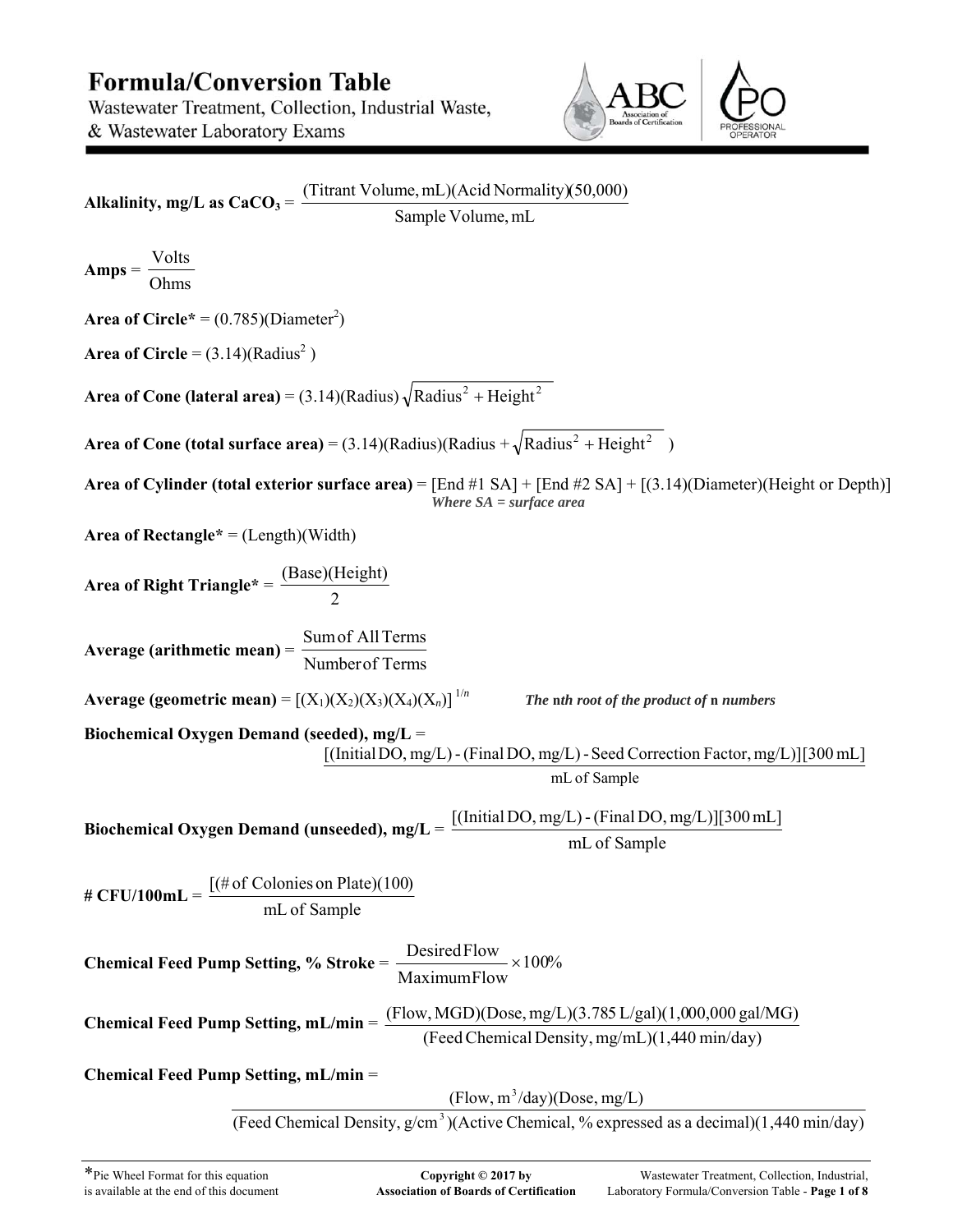# Formula/Conversion Table

Wastewater Treatment, Collection, Industrial Waste, & Wastewater Laboratory Exams

**Alkalinity, mg/L as $CaCO_3$** = $\dfrac{\text{(Titrant Volume, mL)(Acid Normality)(50,000)}}{\text{Sample Volume, mL}}$

**Amps** = $\dfrac{\text{Volts}}{\text{Ohms}}$

**Area of Circle*** = (0.785)(Diameter$^2$)

**Area of Circle** = (3.14)(Radius$^2$)

**Area of Cone (lateral area)** = $(3.14)(\text{Radius})\sqrt{\text{Radius}^2 + \text{Height}^2}$

**Area of Cone (total surface area)** = $(3.14)(\text{Radius})(\text{Radius} + \sqrt{\text{Radius}^2 + \text{Height}^2})$

**Area of Cylinder (total exterior surface area)** = [End #1 SA] + [End #2 SA] + [(3.14)(Diameter)(Height or Depth)]
***Where SA = surface area***

**Area of Rectangle*** = (Length)(Width)

**Area of Right Triangle*** = $\dfrac{\text{(Base)(Height)}}{2}$

**Average (arithmetic mean)** = $\dfrac{\text{Sum of All Terms}}{\text{Number of Terms}}$

**Average (geometric mean)** = $[(X_1)(X_2)(X_3)(X_4)(X_n)]^{1/n}$ ***The nth root of the product of n numbers***

**Biochemical Oxygen Demand (seeded), mg/L** =

$$\frac{\text{[(Initial DO, mg/L) - (Final DO, mg/L) - Seed Correction Factor, mg/L)][300 mL]}}{\text{mL of Sample}}$$

**Biochemical Oxygen Demand (unseeded), mg/L** = $\dfrac{\text{[(Initial DO, mg/L) - (Final DO, mg/L)][300 mL]}}{\text{mL of Sample}}$

**# CFU/100mL** = $\dfrac{\text{[(\# of Colonies on Plate)(100)}}{\text{mL of Sample}}$

**Chemical Feed Pump Setting, % Stroke** = $\dfrac{\text{Desired Flow}}{\text{Maximum Flow}} \times 100\%$

**Chemical Feed Pump Setting, mL/min** = $\dfrac{\text{(Flow, MGD)(Dose, mg/L)(3.785 L/gal)(1,000,000 gal/MG)}}{\text{(Feed Chemical Density, mg/mL)(1,440 min/day)}}$

**Chemical Feed Pump Setting, mL/min** =

$$\frac{\text{(Flow, m}^3\text{/day)(Dose, mg/L)}}{\text{(Feed Chemical Density, g/cm}^3\text{)(Active Chemical, \% expressed as a decimal)(1,440 min/day)}}$$

*Pie Wheel Format for this equation is available at the end of this document

Copyright © 2017 by Association of Boards of Certification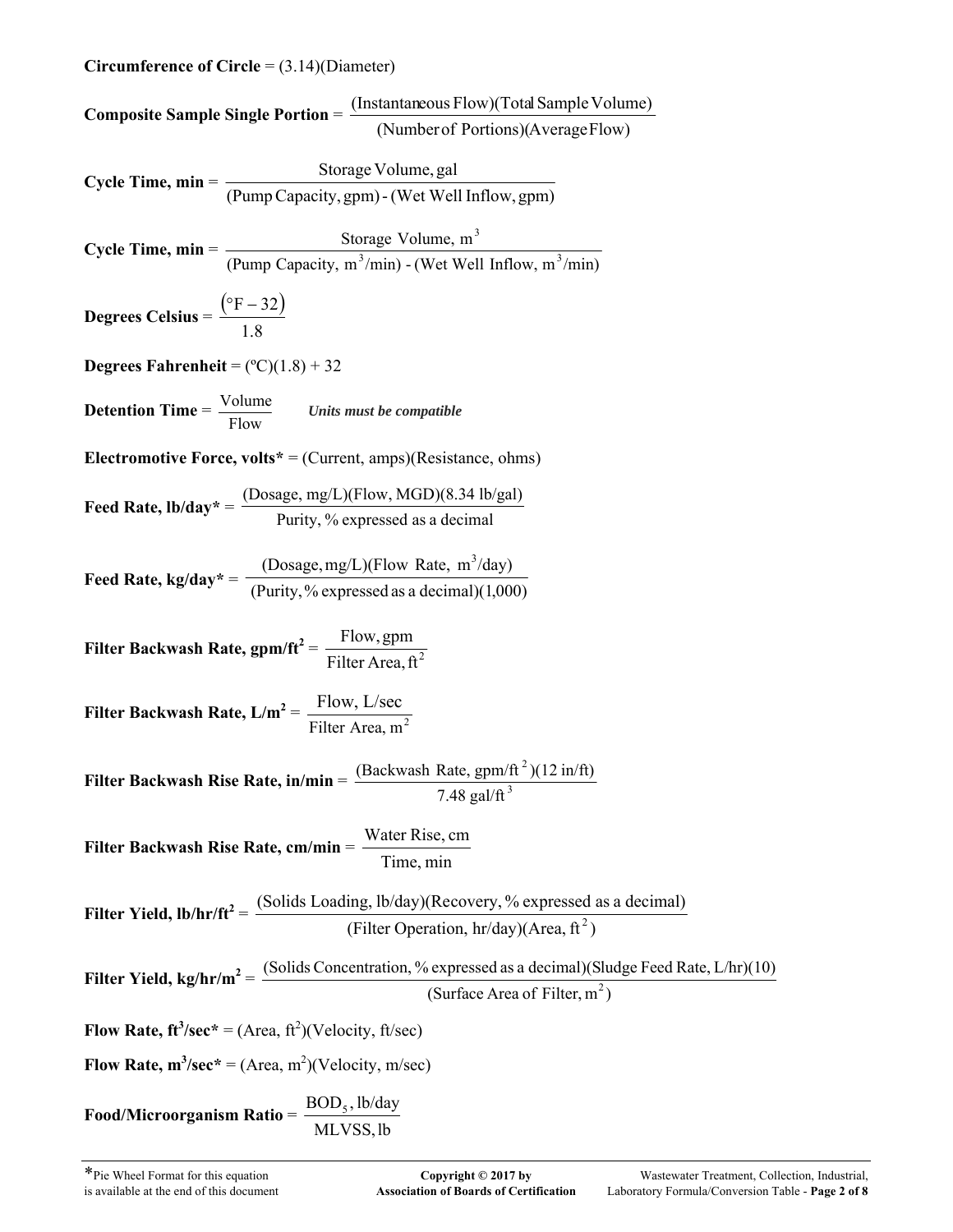**Circumference of Circle** = (3.14)(Diameter)

**Composite Sample Single Portion** = $\dfrac{\text{(Instantaneous Flow)(Total Sample Volume)}}{\text{(Number of Portions)(Average Flow)}}$

**Cycle Time, min** = $\dfrac{\text{Storage Volume, gal}}{\text{(Pump Capacity, gpm) - (Wet Well Inflow, gpm)}}$

**Cycle Time, min** = $\dfrac{\text{Storage Volume, m}^3}{\text{(Pump Capacity, m}^3\text{/min) - (Wet Well Inflow, m}^3\text{/min)}}$

**Degrees Celsius** = $\dfrac{(°\text{F} - 32)}{1.8}$

**Degrees Fahrenheit** = (ºC)(1.8) + 32

**Detention Time** = $\dfrac{\text{Volume}}{\text{Flow}}$ ***Units must be compatible***

**Electromotive Force, volts*** = (Current, amps)(Resistance, ohms)

**Feed Rate, lb/day*** = $\dfrac{\text{(Dosage, mg/L)(Flow, MGD)(8.34 lb/gal)}}{\text{Purity, \% expressed as a decimal}}$

**Feed Rate, kg/day*** = $\dfrac{\text{(Dosage, mg/L)(Flow Rate, m}^3\text{/day)}}{\text{(Purity, \% expressed as a decimal)(1,000)}}$

**Filter Backwash Rate, gpm/ft²** = $\dfrac{\text{Flow, gpm}}{\text{Filter Area, ft}^2}$

**Filter Backwash Rate, L/m²** = $\dfrac{\text{Flow, L/sec}}{\text{Filter Area, m}^2}$

**Filter Backwash Rise Rate, in/min** = $\dfrac{\text{(Backwash Rate, gpm/ft}^2\text{)(12 in/ft)}}{\text{7.48 gal/ft}^3}$

**Filter Backwash Rise Rate, cm/min** = $\dfrac{\text{Water Rise, cm}}{\text{Time, min}}$

**Filter Yield, lb/hr/ft²** = $\dfrac{\text{(Solids Loading, lb/day)(Recovery, \% expressed as a decimal)}}{\text{(Filter Operation, hr/day)(Area, ft}^2\text{)}}$

**Filter Yield, kg/hr/m²** = $\dfrac{\text{(Solids Concentration, \% expressed as a decimal)(Sludge Feed Rate, L/hr)(10)}}{\text{(Surface Area of Filter, m}^2\text{)}}$

**Flow Rate, ft³/sec*** = (Area, ft²)(Velocity, ft/sec)

**Flow Rate, m³/sec*** = (Area, m²)(Velocity, m/sec)

**Food/Microorganism Ratio** = $\dfrac{\text{BOD}_5\text{, lb/day}}{\text{MLVSS, lb}}$

*Pie Wheel Format for this equation is available at the end of this document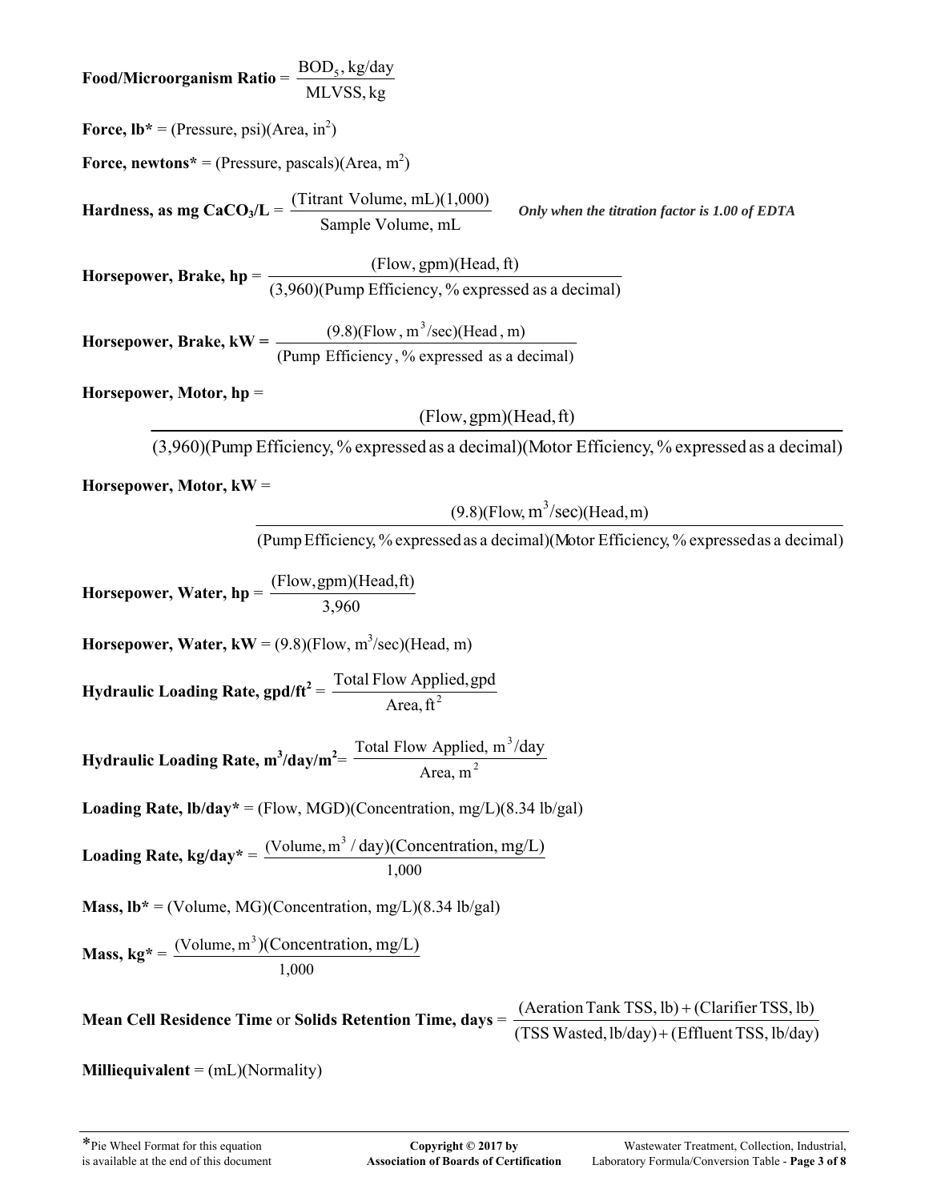**Food/Microorganism Ratio** = $\dfrac{\text{BOD}_5\text{, kg/day}}{\text{MLVSS, kg}}$

**Force, lb*** = (Pressure, psi)(Area, $\text{in}^2$)

**Force, newtons*** = (Pressure, pascals)(Area, $\text{m}^2$)

**Hardness, as mg $CaCO_3$/L** = $\dfrac{\text{(Titrant Volume, mL)(1,000)}}{\text{Sample Volume, mL}}$ ***Only when the titration factor is 1.00 of EDTA***

**Horsepower, Brake, hp** = $\dfrac{\text{(Flow, gpm)(Head, ft)}}{\text{(3,960)(Pump Efficiency, \% expressed as a decimal)}}$

**Horsepower, Brake, kW** = $\dfrac{\text{(9.8)(Flow, m}^3\text{/sec)(Head, m)}}{\text{(Pump Efficiency, \% expressed as a decimal)}}$

**Horsepower, Motor, hp** =

$$\frac{\text{(Flow, gpm)(Head, ft)}}{\text{(3,960)(Pump Efficiency, \% expressed as a decimal)(Motor Efficiency, \% expressed as a decimal)}}$$

**Horsepower, Motor, kW** =

$$\frac{\text{(9.8)(Flow, m}^3\text{/sec)(Head, m)}}{\text{(Pump Efficiency, \% expressed as a decimal)(Motor Efficiency, \% expressed as a decimal)}}$$

**Horsepower, Water, hp** = $\dfrac{\text{(Flow, gpm)(Head, ft)}}{3{,}960}$

**Horsepower, Water, kW** = (9.8)(Flow, $\text{m}^3$/sec)(Head, m)

**Hydraulic Loading Rate, gpd/ft²** = $\dfrac{\text{Total Flow Applied, gpd}}{\text{Area, ft}^2}$

**Hydraulic Loading Rate, m³/day/m²** = $\dfrac{\text{Total Flow Applied, m}^3\text{/day}}{\text{Area, m}^2}$

**Loading Rate, lb/day*** = (Flow, MGD)(Concentration, mg/L)(8.34 lb/gal)

**Loading Rate, kg/day*** = $\dfrac{\text{(Volume, m}^3\text{/day)(Concentration, mg/L)}}{1{,}000}$

**Mass, lb*** = (Volume, MG)(Concentration, mg/L)(8.34 lb/gal)

**Mass, kg*** = $\dfrac{\text{(Volume, m}^3\text{)(Concentration, mg/L)}}{1{,}000}$

**Mean Cell Residence Time** or **Solids Retention Time, days** = $\dfrac{\text{(Aeration Tank TSS, lb)} + \text{(Clarifier TSS, lb)}}{\text{(TSS Wasted, lb/day)} + \text{(Effluent TSS, lb/day)}}$

**Milliequivalent** = (mL)(Normality)

*Pie Wheel Format for this equation is available at the end of this document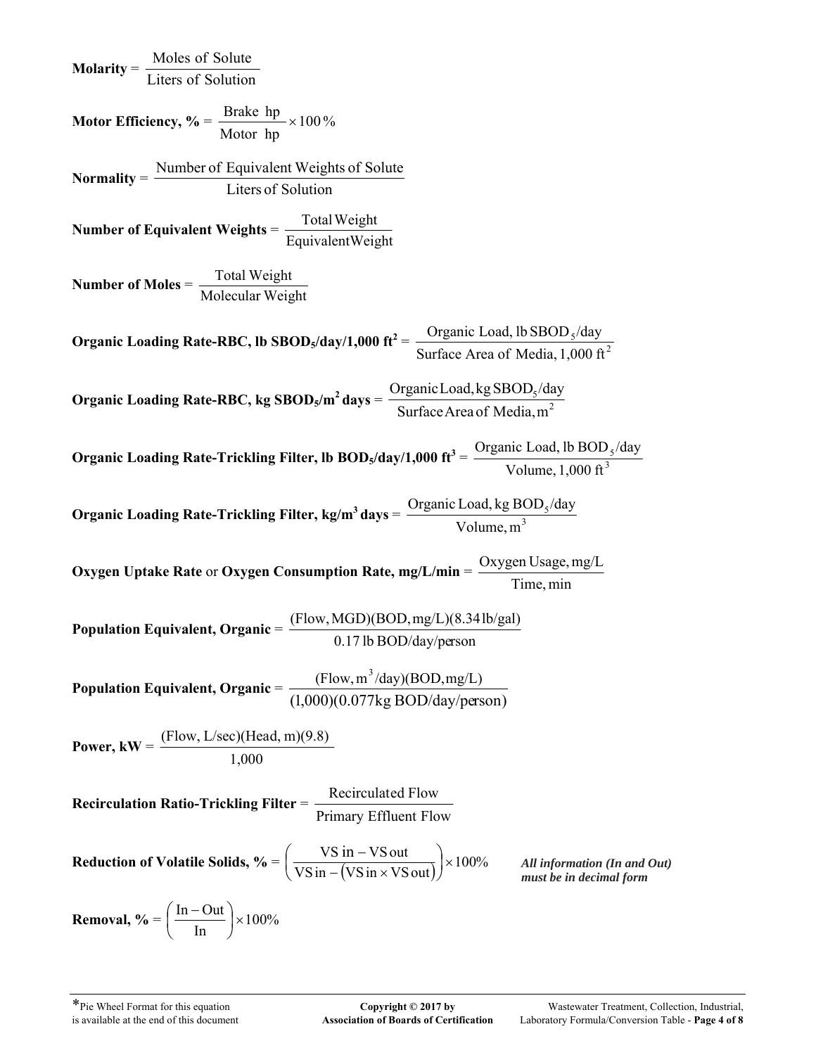**Molarity** = $\dfrac{\text{Moles of Solute}}{\text{Liters of Solution}}$

**Motor Efficiency, %** = $\dfrac{\text{Brake hp}}{\text{Motor hp}} \times 100\,\%$

**Normality** = $\dfrac{\text{Number of Equivalent Weights of Solute}}{\text{Liters of Solution}}$

**Number of Equivalent Weights** = $\dfrac{\text{Total Weight}}{\text{Equivalent Weight}}$

**Number of Moles** = $\dfrac{\text{Total Weight}}{\text{Molecular Weight}}$

**Organic Loading Rate-RBC, lb $SBOD_5$/day/1,000 $ft^2$** = $\dfrac{\text{Organic Load, lb } SBOD_5\text{/day}}{\text{Surface Area of Media, 1,000 ft}^2}$

**Organic Loading Rate-RBC, kg $SBOD_5$/$m^2$ days** = $\dfrac{\text{Organic Load, kg } SBOD_5\text{/day}}{\text{Surface Area of Media, m}^2}$

**Organic Loading Rate-Trickling Filter, lb $BOD_5$/day/1,000 $ft^3$** = $\dfrac{\text{Organic Load, lb } BOD_5\text{/day}}{\text{Volume, 1,000 ft}^3}$

**Organic Loading Rate-Trickling Filter, kg/$m^3$ days** = $\dfrac{\text{Organic Load, kg } BOD_5\text{/day}}{\text{Volume, m}^3}$

**Oxygen Uptake Rate** or **Oxygen Consumption Rate, mg/L/min** = $\dfrac{\text{Oxygen Usage, mg/L}}{\text{Time, min}}$

**Population Equivalent, Organic** = $\dfrac{(\text{Flow, MGD})(\text{BOD, mg/L})(8.34\text{ lb/gal})}{0.17\text{ lb BOD/day/person}}$

**Population Equivalent, Organic** = $\dfrac{(\text{Flow, m}^3\text{/day})(\text{BOD, mg/L})}{(1{,}000)(0.077\text{kg BOD/day/person})}$

**Power, kW** = $\dfrac{(\text{Flow, L/sec})(\text{Head, m})(9.8)}{1{,}000}$

**Recirculation Ratio-Trickling Filter** = $\dfrac{\text{Recirculated Flow}}{\text{Primary Effluent Flow}}$

**Reduction of Volatile Solids, %** = $\left(\dfrac{\text{VS in} - \text{VS out}}{\text{VS in} - (\text{VS in} \times \text{VS out})}\right) \times 100\%$

***All information (In and Out) must be in decimal form***

**Removal, %** = $\left(\dfrac{\text{In} - \text{Out}}{\text{In}}\right) \times 100\%$

*Pie Wheel Format for this equation is available at the end of this document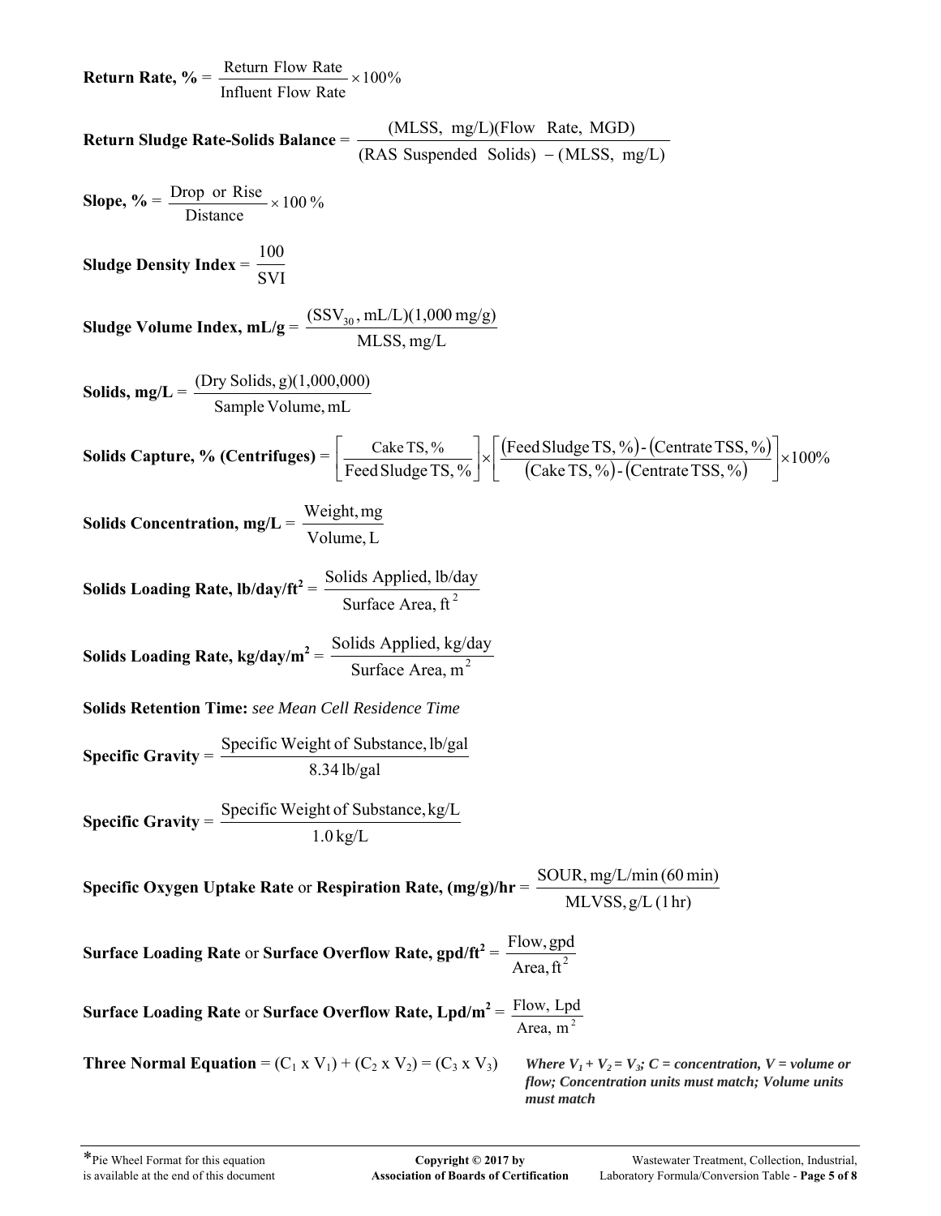**Return Rate, %** = $\frac{\text{Return Flow Rate}}{\text{Influent Flow Rate}} \times 100\%$

**Return Sludge Rate-Solids Balance** = $\frac{\text{(MLSS, mg/L)(Flow Rate, MGD)}}{\text{(RAS Suspended Solids)} - \text{(MLSS, mg/L)}}$

**Slope, %** = $\frac{\text{Drop or Rise}}{\text{Distance}} \times 100\,\%$

**Sludge Density Index** = $\frac{100}{\text{SVI}}$

**Sludge Volume Index, mL/g** = $\frac{(\text{SSV}_{30}\text{, mL/L})(1{,}000\text{ mg/g})}{\text{MLSS, mg/L}}$

**Solids, mg/L** = $\frac{\text{(Dry Solids, g)(1,000,000)}}{\text{Sample Volume, mL}}$

**Solids Capture, % (Centrifuges)** = $\left[\frac{\text{Cake TS, \%}}{\text{Feed Sludge TS, \%}}\right] \times \left[\frac{(\text{Feed Sludge TS, \%}) - (\text{Centrate TSS, \%})}{(\text{Cake TS, \%}) - (\text{Centrate TSS, \%})}\right] \times 100\%$

**Solids Concentration, mg/L** = $\frac{\text{Weight, mg}}{\text{Volume, L}}$

**Solids Loading Rate, lb/day/ft²** = $\frac{\text{Solids Applied, lb/day}}{\text{Surface Area, ft}^2}$

**Solids Loading Rate, kg/day/m²** = $\frac{\text{Solids Applied, kg/day}}{\text{Surface Area, m}^2}$

**Solids Retention Time:** *see Mean Cell Residence Time*

**Specific Gravity** = $\frac{\text{Specific Weight of Substance, lb/gal}}{8.34\text{ lb/gal}}$

**Specific Gravity** = $\frac{\text{Specific Weight of Substance, kg/L}}{1.0\text{ kg/L}}$

**Specific Oxygen Uptake Rate** or **Respiration Rate, (mg/g)/hr** = $\frac{\text{SOUR, mg/L/min (60 min)}}{\text{MLVSS, g/L (1 hr)}}$

**Surface Loading Rate** or **Surface Overflow Rate, gpd/ft²** = $\frac{\text{Flow, gpd}}{\text{Area, ft}^2}$

**Surface Loading Rate** or **Surface Overflow Rate, Lpd/m²** = $\frac{\text{Flow, Lpd}}{\text{Area, m}^2}$

**Three Normal Equation** = $(C_1 \times V_1) + (C_2 \times V_2) = (C_3 \times V_3)$ ***Where $V_1 + V_2 = V_3$; C = concentration, V = volume or flow; Concentration units must match; Volume units must match***

*Pie Wheel Format for this equation is available at the end of this document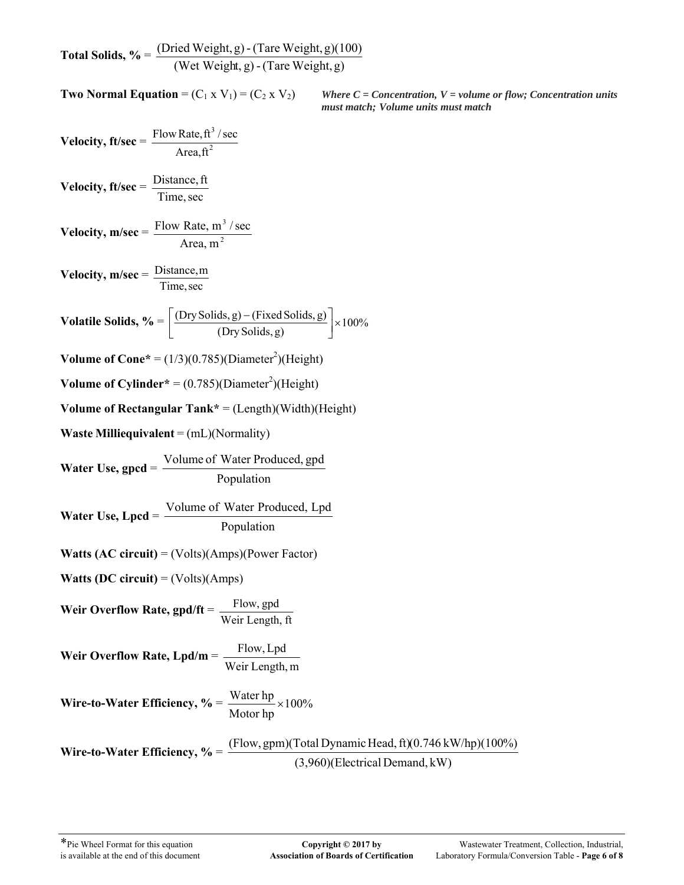**Total Solids, %** = $\dfrac{\text{(Dried Weight, g) - (Tare Weight, g)(100)}}{\text{(Wet Weight, g) - (Tare Weight, g)}}$

**Two Normal Equation** = $(C_1 \text{ x } V_1) = (C_2 \text{ x } V_2)$ *Where C = Concentration, V = volume or flow; Concentration units must match; Volume units must match*

**Velocity, ft/sec** = $\dfrac{\text{Flow Rate, ft}^3\text{/sec}}{\text{Area, ft}^2}$

**Velocity, ft/sec** = $\dfrac{\text{Distance, ft}}{\text{Time, sec}}$

**Velocity, m/sec** = $\dfrac{\text{Flow Rate, m}^3\text{/sec}}{\text{Area, m}^2}$

**Velocity, m/sec** = $\dfrac{\text{Distance, m}}{\text{Time, sec}}$

**Volatile Solids, %** = $\left[\dfrac{\text{(Dry Solids, g)} - \text{(Fixed Solids, g)}}{\text{(Dry Solids, g)}}\right] \times 100\%$

**Volume of Cone*** = $(1/3)(0.785)(\text{Diameter}^2)(\text{Height})$

**Volume of Cylinder*** = $(0.785)(\text{Diameter}^2)(\text{Height})$

**Volume of Rectangular Tank*** = (Length)(Width)(Height)

**Waste Milliequivalent** = (mL)(Normality)

**Water Use, gpcd** = $\dfrac{\text{Volume of Water Produced, gpd}}{\text{Population}}$

**Water Use, Lpcd** = $\dfrac{\text{Volume of Water Produced, Lpd}}{\text{Population}}$

**Watts (AC circuit)** = (Volts)(Amps)(Power Factor)

**Watts (DC circuit)** = (Volts)(Amps)

**Weir Overflow Rate, gpd/ft** = $\dfrac{\text{Flow, gpd}}{\text{Weir Length, ft}}$

**Weir Overflow Rate, Lpd/m** = $\dfrac{\text{Flow, Lpd}}{\text{Weir Length, m}}$

**Wire-to-Water Efficiency, %** = $\dfrac{\text{Water hp}}{\text{Motor hp}} \times 100\%$

**Wire-to-Water Efficiency, %** = $\dfrac{\text{(Flow, gpm)(Total Dynamic Head, ft)(0.746 kW/hp)(100\%)}}{\text{(3,960)(Electrical Demand, kW)}}$

*Pie Wheel Format for this equation is available at the end of this document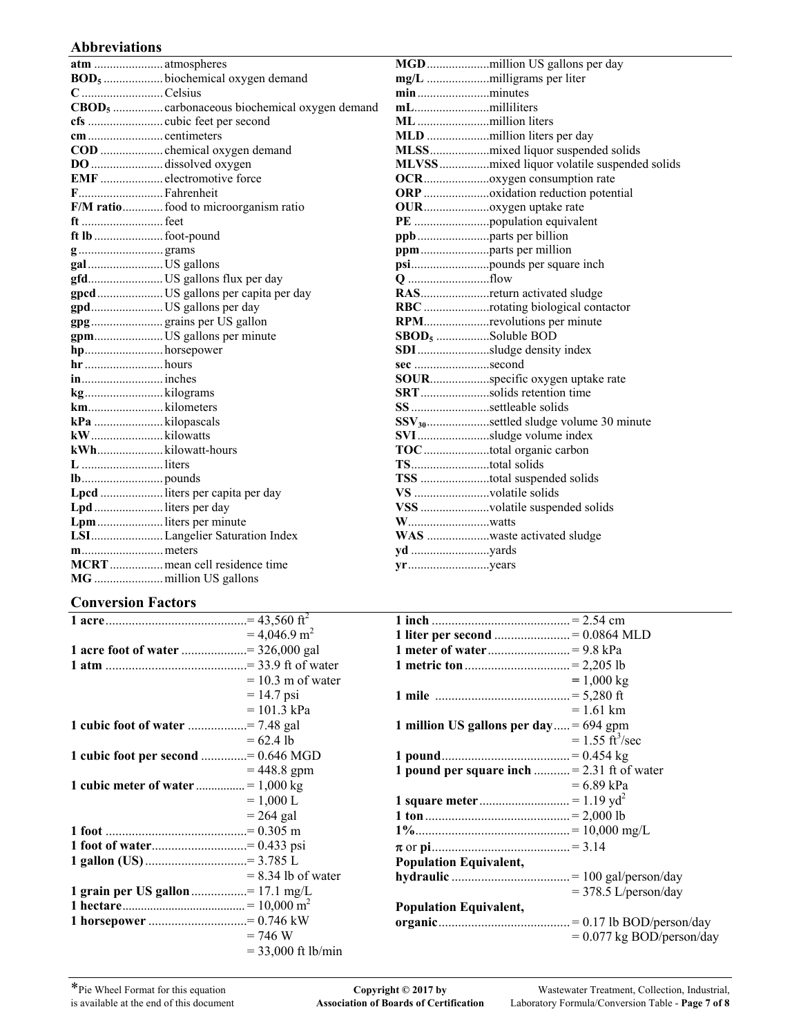## Abbreviations

| Abbreviation | Meaning |
|---|---|
| **atm** | atmospheres |
| **$BOD_5$** | biochemical oxygen demand |
| **C** | Celsius |
| **$CBOD_5$** | carbonaceous biochemical oxygen demand |
| **cfs** | cubic feet per second |
| **cm** | centimeters |
| **COD** | chemical oxygen demand |
| **DO** | dissolved oxygen |
| **EMF** | electromotive force |
| **F** | Fahrenheit |
| **F/M ratio** | food to microorganism ratio |
| **ft** | feet |
| **ft lb** | foot-pound |
| **g** | grams |
| **gal** | US gallons |
| **gfd** | US gallons flux per day |
| **gpcd** | US gallons per capita per day |
| **gpd** | US gallons per day |
| **gpg** | grains per US gallon |
| **gpm** | US gallons per minute |
| **hp** | horsepower |
| **hr** | hours |
| **in** | inches |
| **kg** | kilograms |
| **km** | kilometers |
| **kPa** | kilopascals |
| **kW** | kilowatts |
| **kWh** | kilowatt-hours |
| **L** | liters |
| **lb** | pounds |
| **Lpcd** | liters per capita per day |
| **Lpd** | liters per day |
| **Lpm** | liters per minute |
| **LSI** | Langelier Saturation Index |
| **m** | meters |
| **MCRT** | mean cell residence time |
| **MG** | million US gallons |
| **MGD** | million US gallons per day |
| **mg/L** | milligrams per liter |
| **min** | minutes |
| **mL** | milliliters |
| **ML** | million liters |
| **MLD** | million liters per day |
| **MLSS** | mixed liquor suspended solids |
| **MLVSS** | mixed liquor volatile suspended solids |
| **OCR** | oxygen consumption rate |
| **ORP** | oxidation reduction potential |
| **OUR** | oxygen uptake rate |
| **PE** | population equivalent |
| **ppb** | parts per billion |
| **ppm** | parts per million |
| **psi** | pounds per square inch |
| **Q** | flow |
| **RAS** | return activated sludge |
| **RBC** | rotating biological contactor |
| **RPM** | revolutions per minute |
| **$SBOD_5$** | Soluble BOD |
| **SDI** | sludge density index |
| **sec** | second |
| **SOUR** | specific oxygen uptake rate |
| **SRT** | solids retention time |
| **SS** | settleable solids |
| **$SSV_{30}$** | settled sludge volume 30 minute |
| **SVI** | sludge volume index |
| **TOC** | total organic carbon |
| **TS** | total solids |
| **TSS** | total suspended solids |
| **VS** | volatile solids |
| **VSS** | volatile suspended solids |
| **W** | watts |
| **WAS** | waste activated sludge |
| **yd** | yards |
| **yr** | years |

## Conversion Factors

| Unit | Equivalent |
|---|---|
| **1 acre** | = 43,560 $ft^2$ |
| | = 4,046.9 $m^2$ |
| **1 acre foot of water** | = 326,000 gal |
| **1 atm** | = 33.9 ft of water |
| | = 10.3 m of water |
| | = 14.7 psi |
| | = 101.3 kPa |
| **1 cubic foot of water** | = 7.48 gal |
| | = 62.4 lb |
| **1 cubic foot per second** | = 0.646 MGD |
| | = 448.8 gpm |
| **1 cubic meter of water** | = 1,000 kg |
| | = 1,000 L |
| | = 264 gal |
| **1 foot** | = 0.305 m |
| **1 foot of water** | = 0.433 psi |
| **1 gallon (US)** | = 3.785 L |
| | = 8.34 lb of water |
| **1 grain per US gallon** | = 17.1 mg/L |
| **1 hectare** | = 10,000 $m^2$ |
| **1 horsepower** | = 0.746 kW |
| | = 746 W |
| | = 33,000 ft lb/min |
| **1 inch** | = 2.54 cm |
| **1 liter per second** | = 0.0864 MLD |
| **1 meter of water** | = 9.8 kPa |
| **1 metric ton** | = 2,205 lb |
| | = 1,000 kg |
| **1 mile** | = 5,280 ft |
| | = 1.61 km |
| **1 million US gallons per day** | = 694 gpm |
| | = 1.55 $ft^3$/sec |
| **1 pound** | = 0.454 kg |
| **1 pound per square inch** | = 2.31 ft of water |
| | = 6.89 kPa |
| **1 square meter** | = 1.19 $yd^2$ |
| **1 ton** | = 2,000 lb |
| **1%** | = 10,000 mg/L |
| **$\pi$ or pi** | = 3.14 |
| **Population Equivalent, hydraulic** | = 100 gal/person/day |
| | = 378.5 L/person/day |
| **Population Equivalent, organic** | = 0.17 lb BOD/person/day |
| | = 0.077 kg BOD/person/day |

*Pie Wheel Format for this equation is available at the end of this document

Copyright © 2017 by Association of Boards of Certification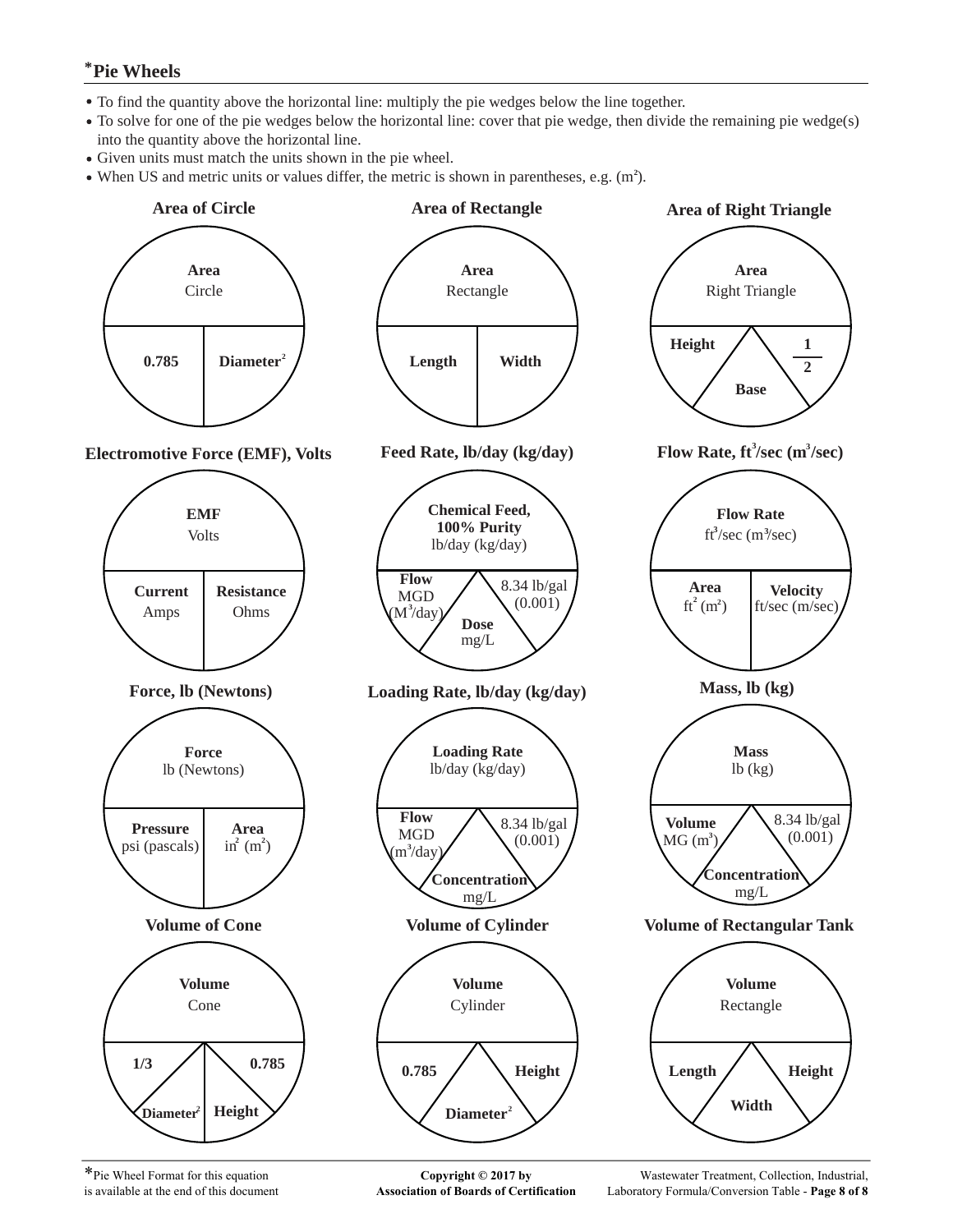## *Pie Wheels

- To find the quantity above the horizontal line: multiply the pie wedges below the line together.
- To solve for one of the pie wedges below the horizontal line: cover that pie wedge, then divide the remaining pie wedge(s) into the quantity above the horizontal line.
- Given units must match the units shown in the pie wheel.
- When US and metric units or values differ, the metric is shown in parentheses, e.g. ($m^2$).

**Area of Circle**

**Area** Circle

**0.785** | **Diameter$^2$**

**Area of Rectangle**

**Area** Rectangle

**Length** | **Width**

**Area of Right Triangle**

**Area** Right Triangle

**Height** | **Base** | **$\frac{1}{2}$**

**Electromotive Force (EMF), Volts**

**EMF** Volts

**Current** Amps | **Resistance** Ohms

**Feed Rate, lb/day (kg/day)**

**Chemical Feed, 100% Purity** lb/day (kg/day)

**Flow** MGD ($M^3$/day) | **Dose** mg/L | 8.34 lb/gal (0.001)

**Flow Rate, $ft^3$/sec ($m^3$/sec)**

**Flow Rate** $ft^3$/sec ($m^3$/sec)

**Area** $ft^2$ ($m^2$) | **Velocity** ft/sec (m/sec)

**Force, lb (Newtons)**

**Force** lb (Newtons)

**Pressure** psi (pascals) | **Area** $in^2$ ($m^2$)

**Loading Rate, lb/day (kg/day)**

**Loading Rate** lb/day (kg/day)

**Flow** MGD ($m^3$/day) | **Concentration** mg/L | 8.34 lb/gal (0.001)

**Mass, lb (kg)**

**Mass** lb (kg)

**Volume** MG ($m^3$) | **Concentration** mg/L | 8.34 lb/gal (0.001)

**Volume of Cone**

**Volume** Cone

**1/3** | **Diameter$^2$** | **Height** | **0.785**

**Volume of Cylinder**

**Volume** Cylinder

**0.785** | **Diameter$^2$** | **Height**

**Volume of Rectangular Tank**

**Volume** Rectangle

**Length** | **Width** | **Height**

*Pie Wheel Format for this equation is available at the end of this document

Copyright © 2017 by Association of Boards of Certification